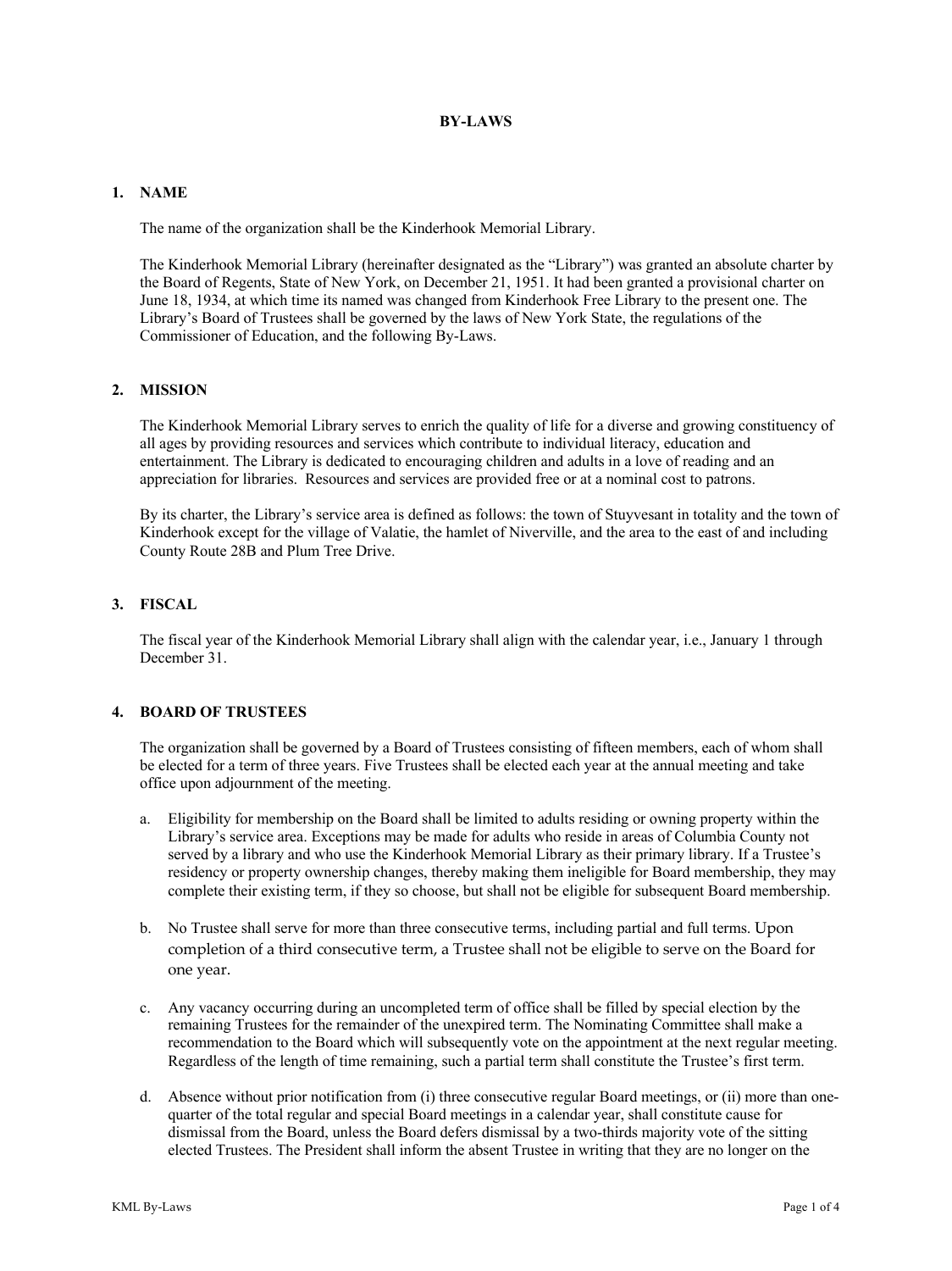# BY-LAWS

## 1. NAME

The name of the organization shall be the Kinderhook Memorial Library.

The Kinderhook Memorial Library (hereinafter designated as the "Library") was granted an absolute charter by the Board of Regents, State of New York, on December 21, 1951. It had been granted a provisional charter on June 18, 1934, at which time its named was changed from Kinderhook Free Library to the present one. The Library's Board of Trustees shall be governed by the laws of New York State, the regulations of the Commissioner of Education, and the following By-Laws.

## 2. MISSION

The Kinderhook Memorial Library serves to enrich the quality of life for a diverse and growing constituency of all ages by providing resources and services which contribute to individual literacy, education and entertainment. The Library is dedicated to encouraging children and adults in a love of reading and an appreciation for libraries. Resources and services are provided free or at a nominal cost to patrons.

By its charter, the Library's service area is defined as follows: the town of Stuyvesant in totality and the town of Kinderhook except for the village of Valatie, the hamlet of Niverville, and the area to the east of and including County Route 28B and Plum Tree Drive.

## 3. FISCAL

The fiscal year of the Kinderhook Memorial Library shall align with the calendar year, i.e., January 1 through December 31.

## 4. BOARD OF TRUSTEES

The organization shall be governed by a Board of Trustees consisting of fifteen members, each of whom shall be elected for a term of three years. Five Trustees shall be elected each year at the annual meeting and take office upon adjournment of the meeting.

a. Eligibility for membership on the Board shall be limited to adults residing or owning property within the Library's service area. Exceptions may be made for adults who reside in areas of Columbia County not served by a library and who use the Kinderhook Memorial Library as their primary library. If a Trustee's residency or property ownership changes, thereby making them ineligible for Board membership, they may complete their existing term, if they so choose, but shall not be eligible for subsequent Board membership.

b. No Trustee shall serve for more than three consecutive terms, including partial and full terms. Upon completion of a third consecutive term, a Trustee shall not be eligible to serve on the Board for one year.

c. Any vacancy occurring during an uncompleted term of office shall be filled by special election by the remaining Trustees for the remainder of the unexpired term. The Nominating Committee shall make a recommendation to the Board which will subsequently vote on the appointment at the next regular meeting. Regardless of the length of time remaining, such a partial term shall constitute the Trustee's first term.

d. Absence without prior notification from (i) three consecutive regular Board meetings, or (ii) more than one-quarter of the total regular and special Board meetings in a calendar year, shall constitute cause for dismissal from the Board, unless the Board defers dismissal by a two-thirds majority vote of the sitting elected Trustees. The President shall inform the absent Trustee in writing that they are no longer on the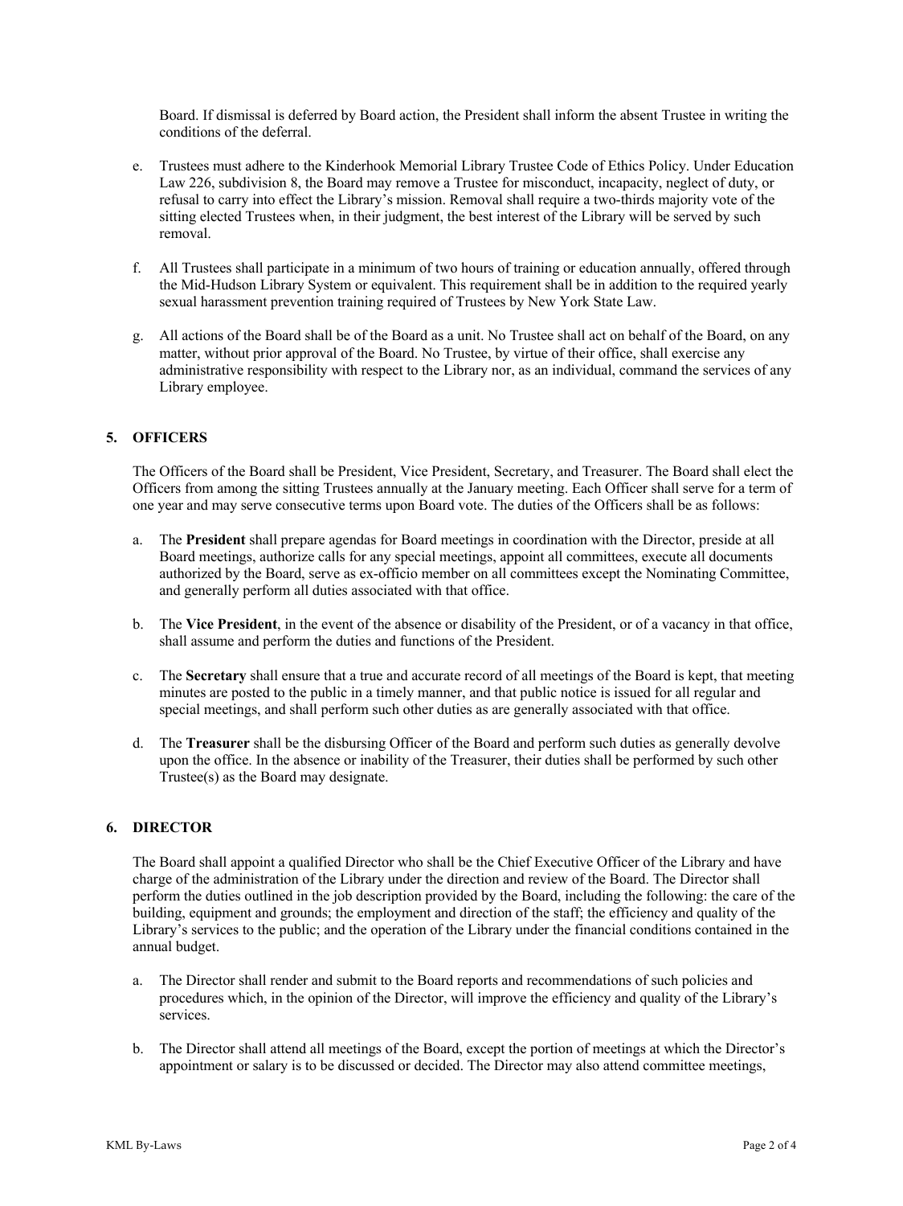Board. If dismissal is deferred by Board action, the President shall inform the absent Trustee in writing the conditions of the deferral.

e. Trustees must adhere to the Kinderhook Memorial Library Trustee Code of Ethics Policy. Under Education Law 226, subdivision 8, the Board may remove a Trustee for misconduct, incapacity, neglect of duty, or refusal to carry into effect the Library's mission. Removal shall require a two-thirds majority vote of the sitting elected Trustees when, in their judgment, the best interest of the Library will be served by such removal.

f. All Trustees shall participate in a minimum of two hours of training or education annually, offered through the Mid-Hudson Library System or equivalent. This requirement shall be in addition to the required yearly sexual harassment prevention training required of Trustees by New York State Law.

g. All actions of the Board shall be of the Board as a unit. No Trustee shall act on behalf of the Board, on any matter, without prior approval of the Board. No Trustee, by virtue of their office, shall exercise any administrative responsibility with respect to the Library nor, as an individual, command the services of any Library employee.

## 5. OFFICERS

The Officers of the Board shall be President, Vice President, Secretary, and Treasurer. The Board shall elect the Officers from among the sitting Trustees annually at the January meeting. Each Officer shall serve for a term of one year and may serve consecutive terms upon Board vote. The duties of the Officers shall be as follows:

a. The **President** shall prepare agendas for Board meetings in coordination with the Director, preside at all Board meetings, authorize calls for any special meetings, appoint all committees, execute all documents authorized by the Board, serve as ex-officio member on all committees except the Nominating Committee, and generally perform all duties associated with that office.

b. The **Vice President**, in the event of the absence or disability of the President, or of a vacancy in that office, shall assume and perform the duties and functions of the President.

c. The **Secretary** shall ensure that a true and accurate record of all meetings of the Board is kept, that meeting minutes are posted to the public in a timely manner, and that public notice is issued for all regular and special meetings, and shall perform such other duties as are generally associated with that office.

d. The **Treasurer** shall be the disbursing Officer of the Board and perform such duties as generally devolve upon the office. In the absence or inability of the Treasurer, their duties shall be performed by such other Trustee(s) as the Board may designate.

## 6. DIRECTOR

The Board shall appoint a qualified Director who shall be the Chief Executive Officer of the Library and have charge of the administration of the Library under the direction and review of the Board. The Director shall perform the duties outlined in the job description provided by the Board, including the following: the care of the building, equipment and grounds; the employment and direction of the staff; the efficiency and quality of the Library's services to the public; and the operation of the Library under the financial conditions contained in the annual budget.

a. The Director shall render and submit to the Board reports and recommendations of such policies and procedures which, in the opinion of the Director, will improve the efficiency and quality of the Library's services.

b. The Director shall attend all meetings of the Board, except the portion of meetings at which the Director's appointment or salary is to be discussed or decided. The Director may also attend committee meetings,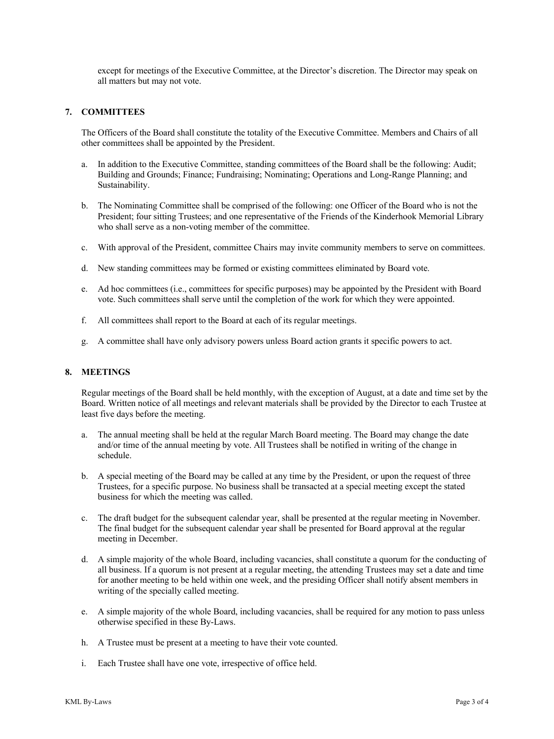except for meetings of the Executive Committee, at the Director's discretion. The Director may speak on all matters but may not vote.

## 7. COMMITTEES

The Officers of the Board shall constitute the totality of the Executive Committee. Members and Chairs of all other committees shall be appointed by the President.

a. In addition to the Executive Committee, standing committees of the Board shall be the following: Audit; Building and Grounds; Finance; Fundraising; Nominating; Operations and Long-Range Planning; and Sustainability.

b. The Nominating Committee shall be comprised of the following: one Officer of the Board who is not the President; four sitting Trustees; and one representative of the Friends of the Kinderhook Memorial Library who shall serve as a non-voting member of the committee.

c. With approval of the President, committee Chairs may invite community members to serve on committees.

d. New standing committees may be formed or existing committees eliminated by Board vote.

e. Ad hoc committees (i.e., committees for specific purposes) may be appointed by the President with Board vote. Such committees shall serve until the completion of the work for which they were appointed.

f. All committees shall report to the Board at each of its regular meetings.

g. A committee shall have only advisory powers unless Board action grants it specific powers to act.

## 8. MEETINGS

Regular meetings of the Board shall be held monthly, with the exception of August, at a date and time set by the Board. Written notice of all meetings and relevant materials shall be provided by the Director to each Trustee at least five days before the meeting.

a. The annual meeting shall be held at the regular March Board meeting. The Board may change the date and/or time of the annual meeting by vote. All Trustees shall be notified in writing of the change in schedule.

b. A special meeting of the Board may be called at any time by the President, or upon the request of three Trustees, for a specific purpose. No business shall be transacted at a special meeting except the stated business for which the meeting was called.

c. The draft budget for the subsequent calendar year, shall be presented at the regular meeting in November. The final budget for the subsequent calendar year shall be presented for Board approval at the regular meeting in December.

d. A simple majority of the whole Board, including vacancies, shall constitute a quorum for the conducting of all business. If a quorum is not present at a regular meeting, the attending Trustees may set a date and time for another meeting to be held within one week, and the presiding Officer shall notify absent members in writing of the specially called meeting.

e. A simple majority of the whole Board, including vacancies, shall be required for any motion to pass unless otherwise specified in these By-Laws.

h. A Trustee must be present at a meeting to have their vote counted.

i. Each Trustee shall have one vote, irrespective of office held.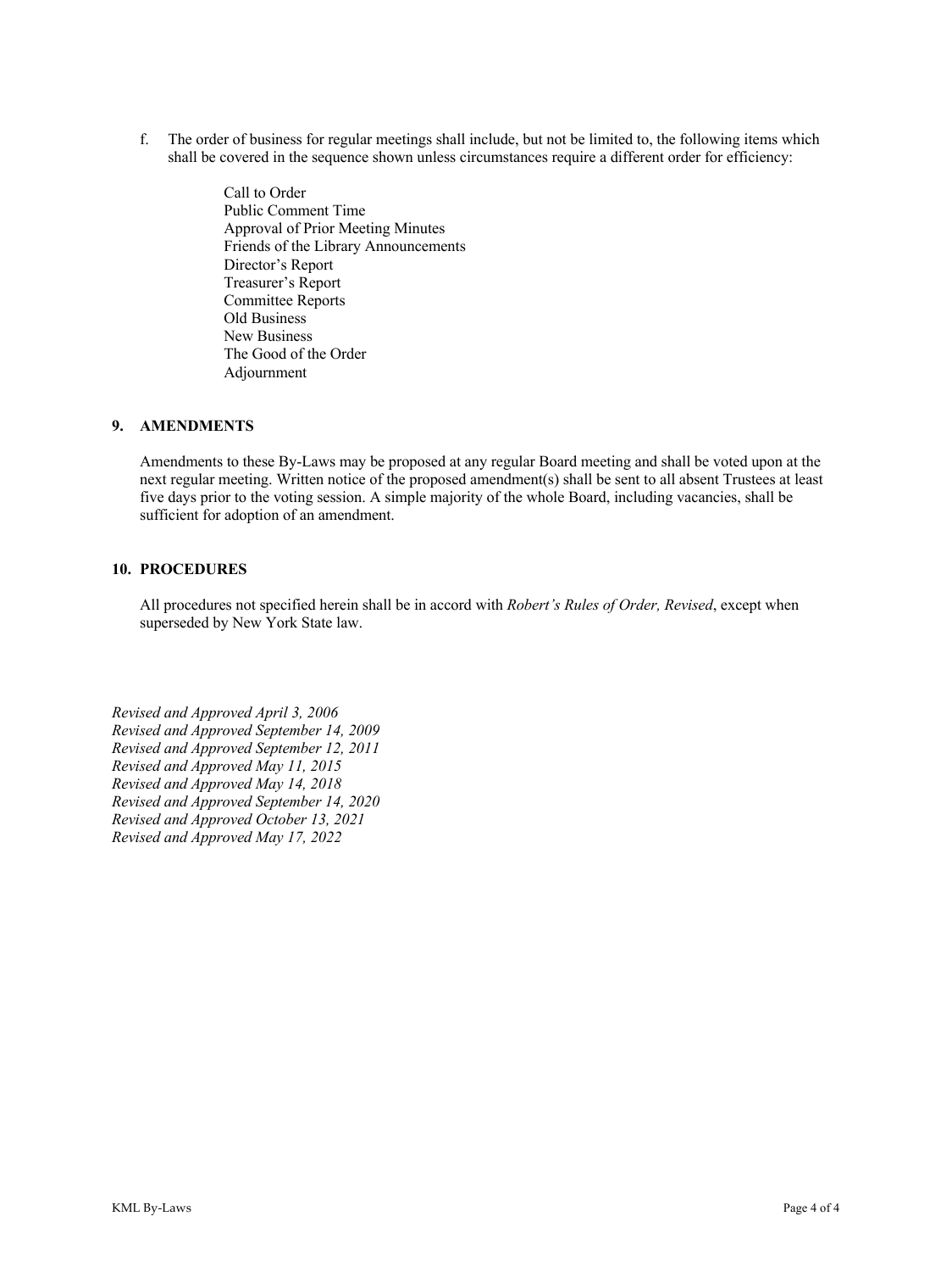f. The order of business for regular meetings shall include, but not be limited to, the following items which shall be covered in the sequence shown unless circumstances require a different order for efficiency:

   Call to Order
   Public Comment Time
   Approval of Prior Meeting Minutes
   Friends of the Library Announcements
   Director's Report
   Treasurer's Report
   Committee Reports
   Old Business
   New Business
   The Good of the Order
   Adjournment

## 9. AMENDMENTS

Amendments to these By-Laws may be proposed at any regular Board meeting and shall be voted upon at the next regular meeting. Written notice of the proposed amendment(s) shall be sent to all absent Trustees at least five days prior to the voting session. A simple majority of the whole Board, including vacancies, shall be sufficient for adoption of an amendment.

## 10. PROCEDURES

All procedures not specified herein shall be in accord with *Robert's Rules of Order, Revised*, except when superseded by New York State law.

*Revised and Approved April 3, 2006*
*Revised and Approved September 14, 2009*
*Revised and Approved September 12, 2011*
*Revised and Approved May 11, 2015*
*Revised and Approved May 14, 2018*
*Revised and Approved September 14, 2020*
*Revised and Approved October 13, 2021*
*Revised and Approved May 17, 2022*